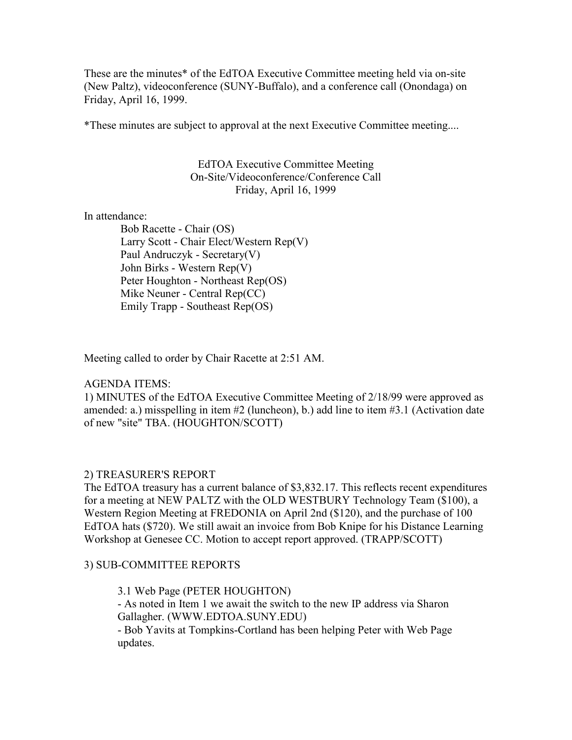These are the minutes* of the EdTOA Executive Committee meeting held via on-site (New Paltz), videoconference (SUNY-Buffalo), and a conference call (Onondaga) on Friday, April 16, 1999.

*These minutes are subject to approval at the next Executive Committee meeting....

EdTOA Executive Committee Meeting
On-Site/Videoconference/Conference Call
Friday, April 16, 1999

In attendance:

- Bob Racette - Chair (OS)
- Larry Scott - Chair Elect/Western Rep(V)
- Paul Andruczyk - Secretary(V)
- John Birks - Western Rep(V)
- Peter Houghton - Northeast Rep(OS)
- Mike Neuner - Central Rep(CC)
- Emily Trapp - Southeast Rep(OS)

Meeting called to order by Chair Racette at 2:51 AM.

AGENDA ITEMS:

1) MINUTES of the EdTOA Executive Committee Meeting of 2/18/99 were approved as amended: a.) misspelling in item #2 (luncheon), b.) add line to item #3.1 (Activation date of new "site" TBA. (HOUGHTON/SCOTT)

2) TREASURER'S REPORT

The EdTOA treasury has a current balance of $3,832.17. This reflects recent expenditures for a meeting at NEW PALTZ with the OLD WESTBURY Technology Team ($100), a Western Region Meeting at FREDONIA on April 2nd ($120), and the purchase of 100 EdTOA hats ($720). We still await an invoice from Bob Knipe for his Distance Learning Workshop at Genesee CC. Motion to accept report approved. (TRAPP/SCOTT)

3) SUB-COMMITTEE REPORTS

3.1 Web Page (PETER HOUGHTON)

- As noted in Item 1 we await the switch to the new IP address via Sharon Gallagher. (WWW.EDTOA.SUNY.EDU)
- Bob Yavits at Tompkins-Cortland has been helping Peter with Web Page updates.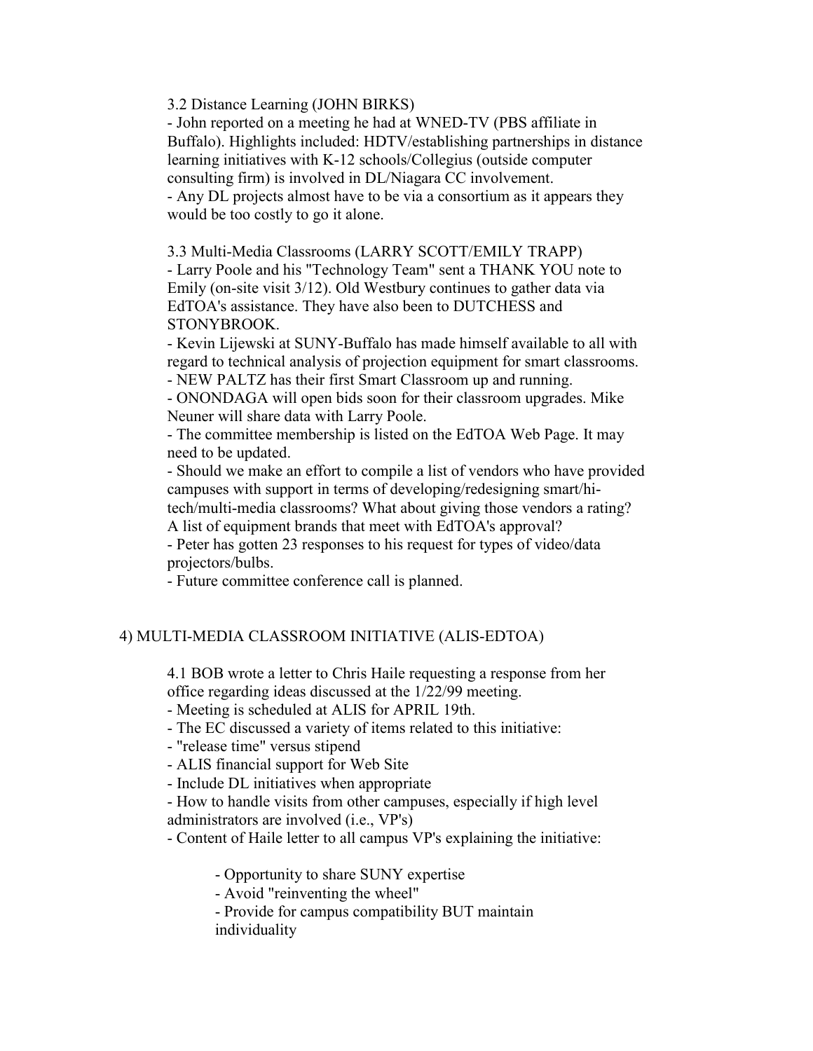3.2 Distance Learning (JOHN BIRKS)

- John reported on a meeting he had at WNED-TV (PBS affiliate in Buffalo). Highlights included: HDTV/establishing partnerships in distance learning initiatives with K-12 schools/Collegius (outside computer consulting firm) is involved in DL/Niagara CC involvement.
- Any DL projects almost have to be via a consortium as it appears they would be too costly to go it alone.

3.3 Multi-Media Classrooms (LARRY SCOTT/EMILY TRAPP)

- Larry Poole and his "Technology Team" sent a THANK YOU note to Emily (on-site visit 3/12). Old Westbury continues to gather data via EdTOA's assistance. They have also been to DUTCHESS and STONYBROOK.
- Kevin Lijewski at SUNY-Buffalo has made himself available to all with regard to technical analysis of projection equipment for smart classrooms.
- NEW PALTZ has their first Smart Classroom up and running.
- ONONDAGA will open bids soon for their classroom upgrades. Mike Neuner will share data with Larry Poole.
- The committee membership is listed on the EdTOA Web Page. It may need to be updated.
- Should we make an effort to compile a list of vendors who have provided campuses with support in terms of developing/redesigning smart/hi-tech/multi-media classrooms? What about giving those vendors a rating? A list of equipment brands that meet with EdTOA's approval?
- Peter has gotten 23 responses to his request for types of video/data projectors/bulbs.
- Future committee conference call is planned.

4) MULTI-MEDIA CLASSROOM INITIATIVE (ALIS-EDTOA)

4.1 BOB wrote a letter to Chris Haile requesting a response from her office regarding ideas discussed at the 1/22/99 meeting.

- Meeting is scheduled at ALIS for APRIL 19th.
- The EC discussed a variety of items related to this initiative:
- "release time" versus stipend
- ALIS financial support for Web Site
- Include DL initiatives when appropriate
- How to handle visits from other campuses, especially if high level administrators are involved (i.e., VP's)
- Content of Haile letter to all campus VP's explaining the initiative:
    - Opportunity to share SUNY expertise
    - Avoid "reinventing the wheel"
    - Provide for campus compatibility BUT maintain individuality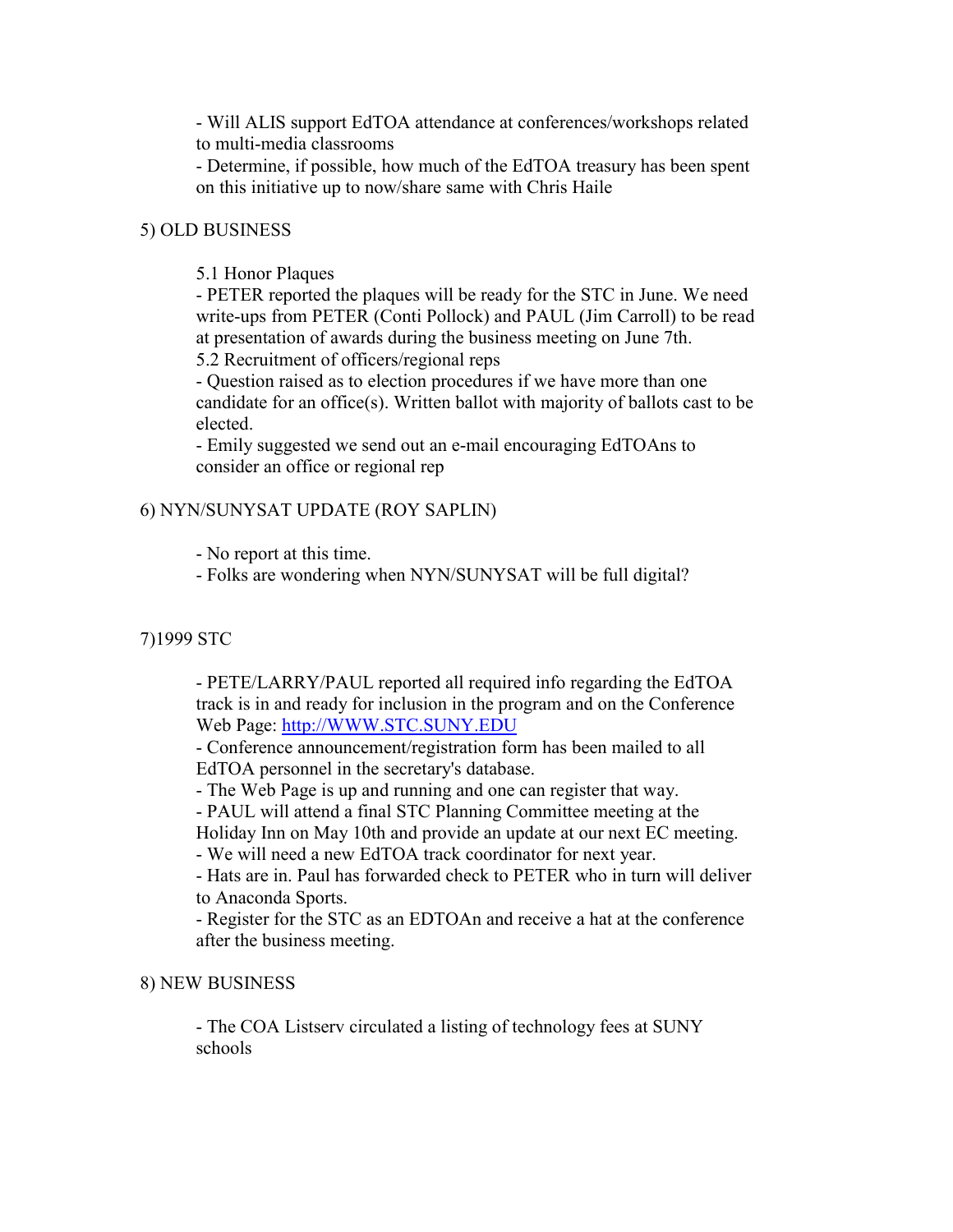- Will ALIS support EdTOA attendance at conferences/workshops related to multi-media classrooms
- Determine, if possible, how much of the EdTOA treasury has been spent on this initiative up to now/share same with Chris Haile

5) OLD BUSINESS

5.1 Honor Plaques
- PETER reported the plaques will be ready for the STC in June. We need write-ups from PETER (Conti Pollock) and PAUL (Jim Carroll) to be read at presentation of awards during the business meeting on June 7th.

5.2 Recruitment of officers/regional reps
- Question raised as to election procedures if we have more than one candidate for an office(s). Written ballot with majority of ballots cast to be elected.
- Emily suggested we send out an e-mail encouraging EdTOAns to consider an office or regional rep

6) NYN/SUNYSAT UPDATE (ROY SAPLIN)

- No report at this time.
- Folks are wondering when NYN/SUNYSAT will be full digital?

7)1999 STC

- PETE/LARRY/PAUL reported all required info regarding the EdTOA track is in and ready for inclusion in the program and on the Conference Web Page: [http://WWW.STC.SUNY.EDU](http://WWW.STC.SUNY.EDU)
- Conference announcement/registration form has been mailed to all EdTOA personnel in the secretary's database.
- The Web Page is up and running and one can register that way.
- PAUL will attend a final STC Planning Committee meeting at the Holiday Inn on May 10th and provide an update at our next EC meeting.
- We will need a new EdTOA track coordinator for next year.
- Hats are in. Paul has forwarded check to PETER who in turn will deliver to Anaconda Sports.
- Register for the STC as an EDTOAn and receive a hat at the conference after the business meeting.

8) NEW BUSINESS

- The COA Listserv circulated a listing of technology fees at SUNY schools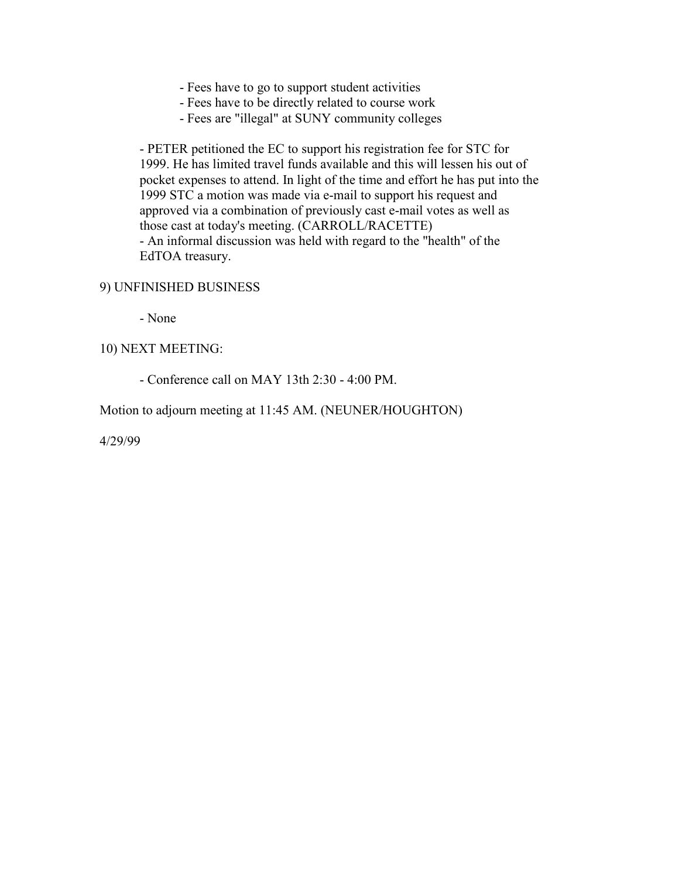- Fees have to go to support student activities
- Fees have to be directly related to course work
- Fees are "illegal" at SUNY community colleges

- PETER petitioned the EC to support his registration fee for STC for 1999. He has limited travel funds available and this will lessen his out of pocket expenses to attend. In light of the time and effort he has put into the 1999 STC a motion was made via e-mail to support his request and approved via a combination of previously cast e-mail votes as well as those cast at today's meeting. (CARROLL/RACETTE)
- An informal discussion was held with regard to the "health" of the EdTOA treasury.

9) UNFINISHED BUSINESS

- None

10) NEXT MEETING:

- Conference call on MAY 13th 2:30 - 4:00 PM.

Motion to adjourn meeting at 11:45 AM. (NEUNER/HOUGHTON)

4/29/99